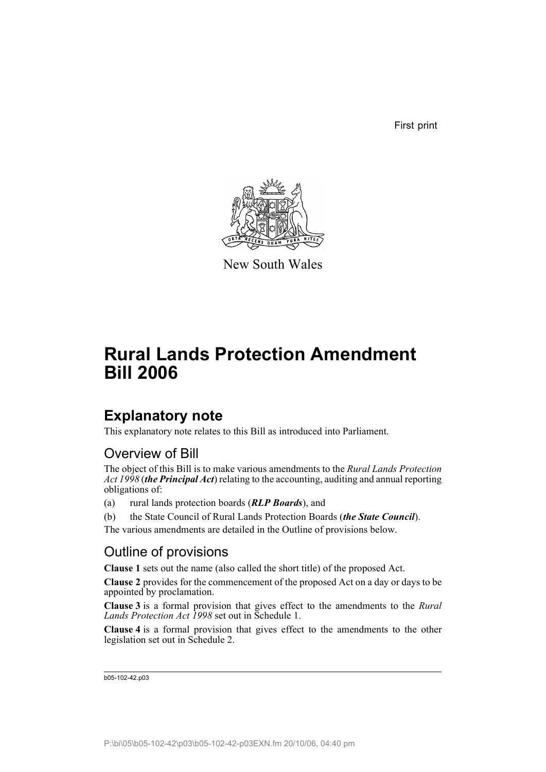First print

New South Wales

# Rural Lands Protection Amendment Bill 2006

## Explanatory note

This explanatory note relates to this Bill as introduced into Parliament.

### Overview of Bill

The object of this Bill is to make various amendments to the *Rural Lands Protection Act 1998* (***the Principal Act***) relating to the accounting, auditing and annual reporting obligations of:

(a) rural lands protection boards (***RLP Boards***), and

(b) the State Council of Rural Lands Protection Boards (***the State Council***).

The various amendments are detailed in the Outline of provisions below.

### Outline of provisions

**Clause 1** sets out the name (also called the short title) of the proposed Act.

**Clause 2** provides for the commencement of the proposed Act on a day or days to be appointed by proclamation.

**Clause 3** is a formal provision that gives effect to the amendments to the *Rural Lands Protection Act 1998* set out in Schedule 1.

**Clause 4** is a formal provision that gives effect to the amendments to the other legislation set out in Schedule 2.

b05-102-42.p03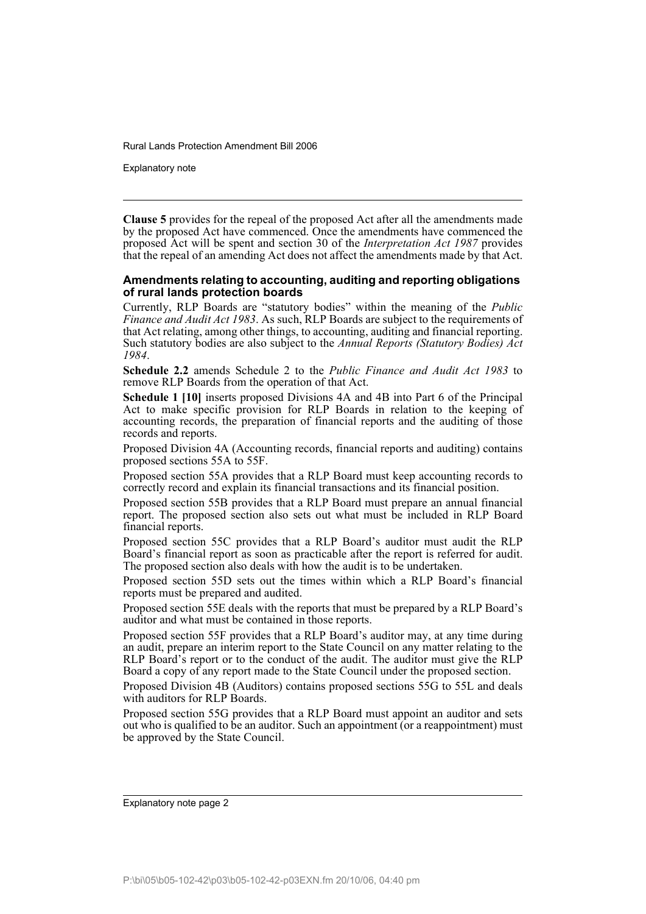**Clause 5** provides for the repeal of the proposed Act after all the amendments made by the proposed Act have commenced. Once the amendments have commenced the proposed Act will be spent and section 30 of the *Interpretation Act 1987* provides that the repeal of an amending Act does not affect the amendments made by that Act.

### Amendments relating to accounting, auditing and reporting obligations of rural lands protection boards

Currently, RLP Boards are "statutory bodies" within the meaning of the *Public Finance and Audit Act 1983*. As such, RLP Boards are subject to the requirements of that Act relating, among other things, to accounting, auditing and financial reporting. Such statutory bodies are also subject to the *Annual Reports (Statutory Bodies) Act 1984*.

**Schedule 2.2** amends Schedule 2 to the *Public Finance and Audit Act 1983* to remove RLP Boards from the operation of that Act.

**Schedule 1 [10]** inserts proposed Divisions 4A and 4B into Part 6 of the Principal Act to make specific provision for RLP Boards in relation to the keeping of accounting records, the preparation of financial reports and the auditing of those records and reports.

Proposed Division 4A (Accounting records, financial reports and auditing) contains proposed sections 55A to 55F.

Proposed section 55A provides that a RLP Board must keep accounting records to correctly record and explain its financial transactions and its financial position.

Proposed section 55B provides that a RLP Board must prepare an annual financial report. The proposed section also sets out what must be included in RLP Board financial reports.

Proposed section 55C provides that a RLP Board's auditor must audit the RLP Board's financial report as soon as practicable after the report is referred for audit. The proposed section also deals with how the audit is to be undertaken.

Proposed section 55D sets out the times within which a RLP Board's financial reports must be prepared and audited.

Proposed section 55E deals with the reports that must be prepared by a RLP Board's auditor and what must be contained in those reports.

Proposed section 55F provides that a RLP Board's auditor may, at any time during an audit, prepare an interim report to the State Council on any matter relating to the RLP Board's report or to the conduct of the audit. The auditor must give the RLP Board a copy of any report made to the State Council under the proposed section.

Proposed Division 4B (Auditors) contains proposed sections 55G to 55L and deals with auditors for RLP Boards.

Proposed section 55G provides that a RLP Board must appoint an auditor and sets out who is qualified to be an auditor. Such an appointment (or a reappointment) must be approved by the State Council.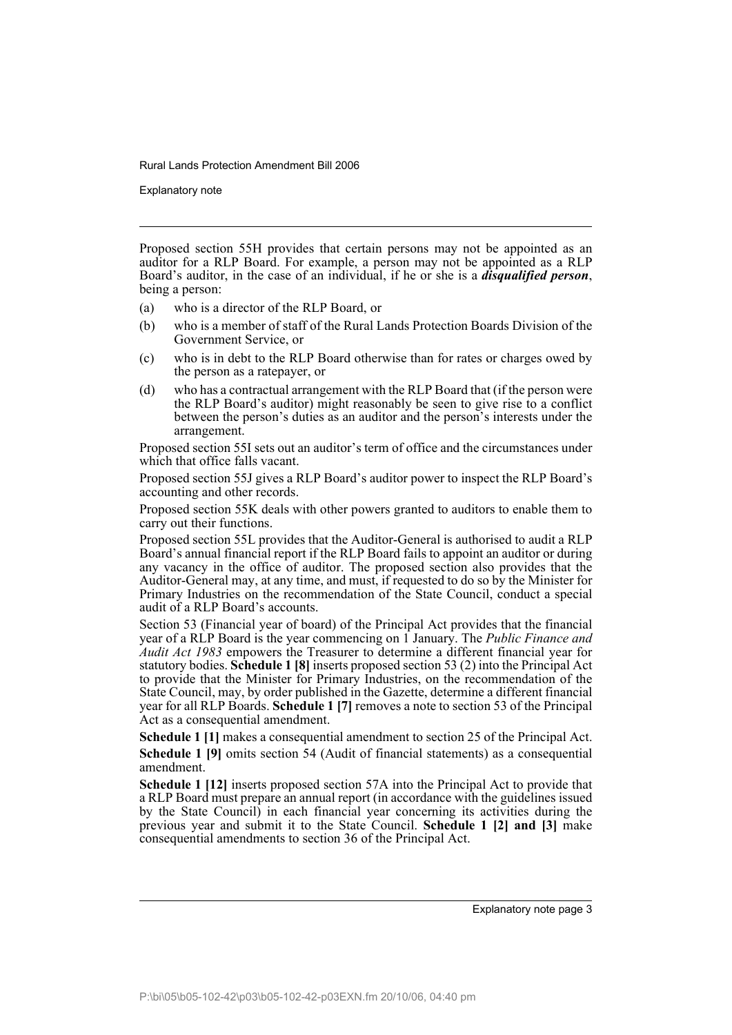Proposed section 55H provides that certain persons may not be appointed as an auditor for a RLP Board. For example, a person may not be appointed as a RLP Board's auditor, in the case of an individual, if he or she is a ***disqualified person***, being a person:

(a) who is a director of the RLP Board, or

(b) who is a member of staff of the Rural Lands Protection Boards Division of the Government Service, or

(c) who is in debt to the RLP Board otherwise than for rates or charges owed by the person as a ratepayer, or

(d) who has a contractual arrangement with the RLP Board that (if the person were the RLP Board's auditor) might reasonably be seen to give rise to a conflict between the person's duties as an auditor and the person's interests under the arrangement.

Proposed section 55I sets out an auditor's term of office and the circumstances under which that office falls vacant.

Proposed section 55J gives a RLP Board's auditor power to inspect the RLP Board's accounting and other records.

Proposed section 55K deals with other powers granted to auditors to enable them to carry out their functions.

Proposed section 55L provides that the Auditor-General is authorised to audit a RLP Board's annual financial report if the RLP Board fails to appoint an auditor or during any vacancy in the office of auditor. The proposed section also provides that the Auditor-General may, at any time, and must, if requested to do so by the Minister for Primary Industries on the recommendation of the State Council, conduct a special audit of a RLP Board's accounts.

Section 53 (Financial year of board) of the Principal Act provides that the financial year of a RLP Board is the year commencing on 1 January. The *Public Finance and Audit Act 1983* empowers the Treasurer to determine a different financial year for statutory bodies. **Schedule 1 [8]** inserts proposed section 53 (2) into the Principal Act to provide that the Minister for Primary Industries, on the recommendation of the State Council, may, by order published in the Gazette, determine a different financial year for all RLP Boards. **Schedule 1 [7]** removes a note to section 53 of the Principal Act as a consequential amendment.

**Schedule 1 [1]** makes a consequential amendment to section 25 of the Principal Act.

**Schedule 1 [9]** omits section 54 (Audit of financial statements) as a consequential amendment.

**Schedule 1 [12]** inserts proposed section 57A into the Principal Act to provide that a RLP Board must prepare an annual report (in accordance with the guidelines issued by the State Council) in each financial year concerning its activities during the previous year and submit it to the State Council. **Schedule 1 [2] and [3]** make consequential amendments to section 36 of the Principal Act.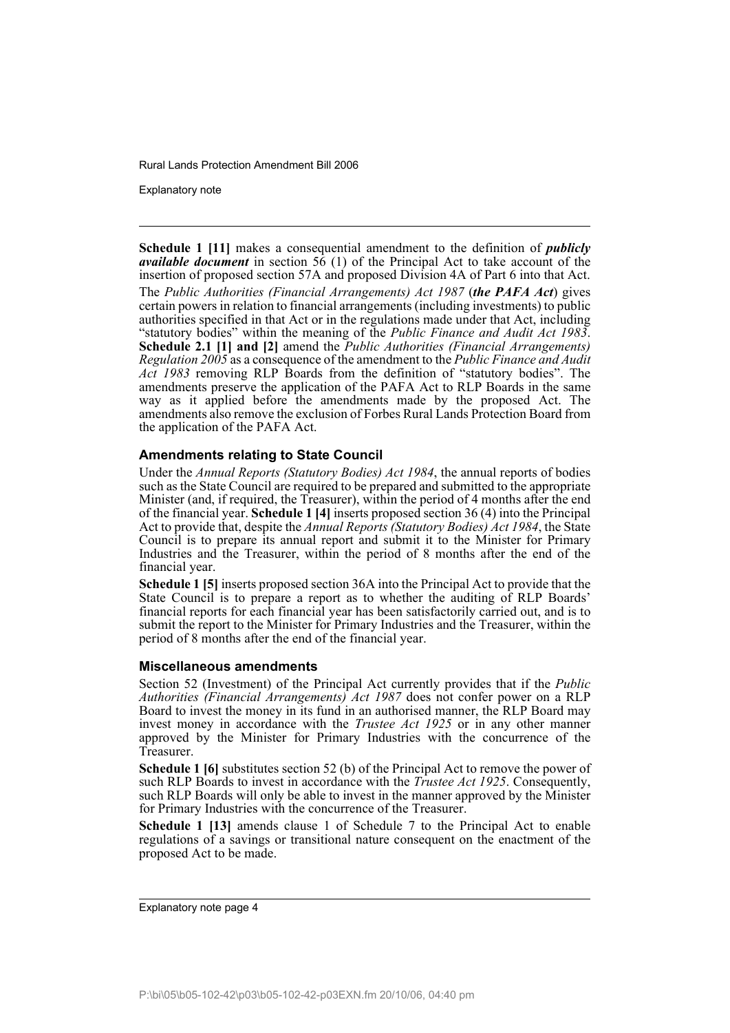**Schedule 1 [11]** makes a consequential amendment to the definition of ***publicly available document*** in section 56 (1) of the Principal Act to take account of the insertion of proposed section 57A and proposed Division 4A of Part 6 into that Act.

The *Public Authorities (Financial Arrangements) Act 1987* (***the PAFA Act***) gives certain powers in relation to financial arrangements (including investments) to public authorities specified in that Act or in the regulations made under that Act, including "statutory bodies" within the meaning of the *Public Finance and Audit Act 1983*. **Schedule 2.1 [1] and [2]** amend the *Public Authorities (Financial Arrangements) Regulation 2005* as a consequence of the amendment to the *Public Finance and Audit Act 1983* removing RLP Boards from the definition of "statutory bodies". The amendments preserve the application of the PAFA Act to RLP Boards in the same way as it applied before the amendments made by the proposed Act. The amendments also remove the exclusion of Forbes Rural Lands Protection Board from the application of the PAFA Act.

### Amendments relating to State Council

Under the *Annual Reports (Statutory Bodies) Act 1984*, the annual reports of bodies such as the State Council are required to be prepared and submitted to the appropriate Minister (and, if required, the Treasurer), within the period of 4 months after the end of the financial year. **Schedule 1 [4]** inserts proposed section 36 (4) into the Principal Act to provide that, despite the *Annual Reports (Statutory Bodies) Act 1984*, the State Council is to prepare its annual report and submit it to the Minister for Primary Industries and the Treasurer, within the period of 8 months after the end of the financial year.

**Schedule 1 [5]** inserts proposed section 36A into the Principal Act to provide that the State Council is to prepare a report as to whether the auditing of RLP Boards' financial reports for each financial year has been satisfactorily carried out, and is to submit the report to the Minister for Primary Industries and the Treasurer, within the period of 8 months after the end of the financial year.

### Miscellaneous amendments

Section 52 (Investment) of the Principal Act currently provides that if the *Public Authorities (Financial Arrangements) Act 1987* does not confer power on a RLP Board to invest the money in its fund in an authorised manner, the RLP Board may invest money in accordance with the *Trustee Act 1925* or in any other manner approved by the Minister for Primary Industries with the concurrence of the Treasurer.

**Schedule 1 [6]** substitutes section 52 (b) of the Principal Act to remove the power of such RLP Boards to invest in accordance with the *Trustee Act 1925*. Consequently, such RLP Boards will only be able to invest in the manner approved by the Minister for Primary Industries with the concurrence of the Treasurer.

**Schedule 1 [13]** amends clause 1 of Schedule 7 to the Principal Act to enable regulations of a savings or transitional nature consequent on the enactment of the proposed Act to be made.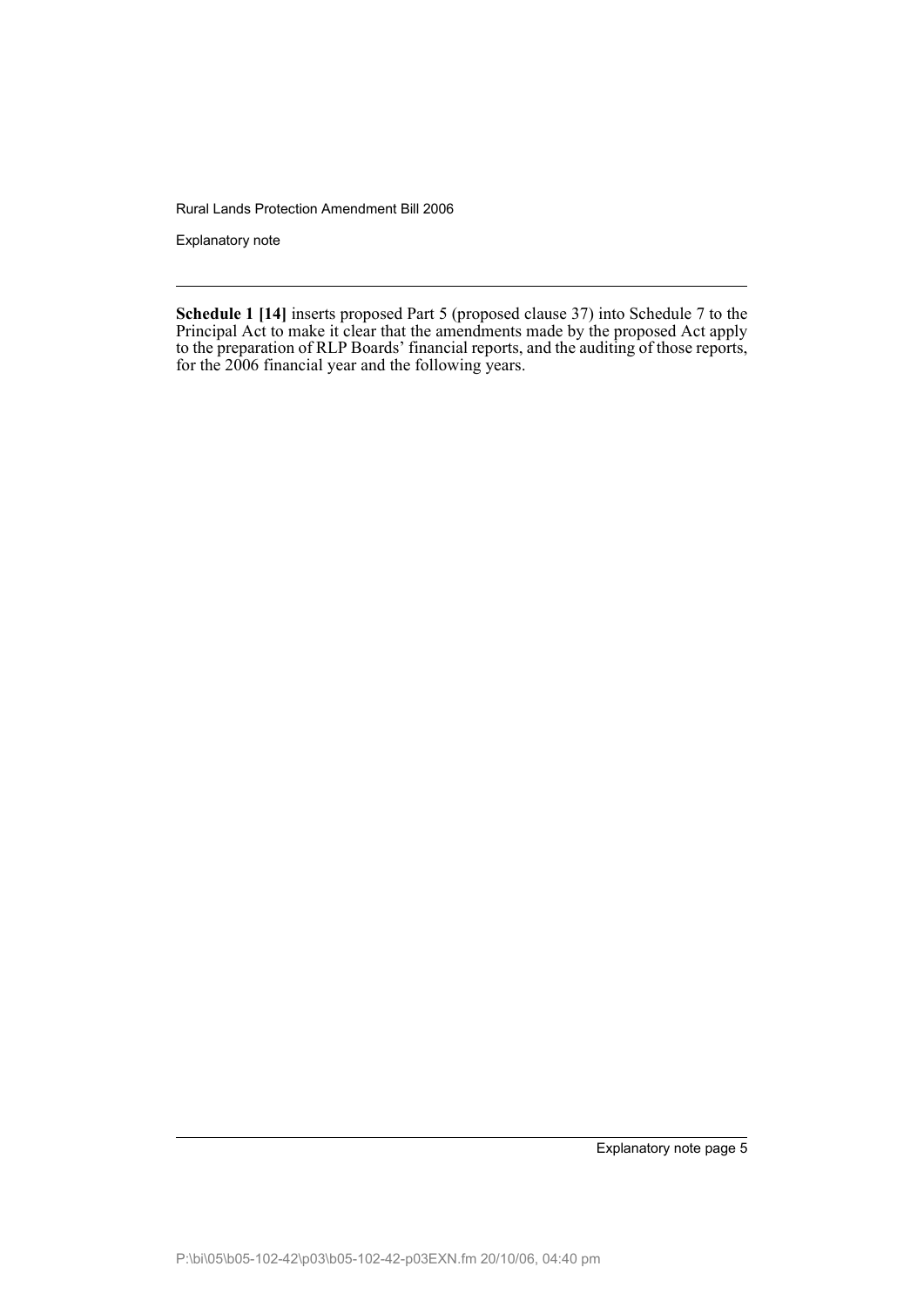**Schedule 1 [14]** inserts proposed Part 5 (proposed clause 37) into Schedule 7 to the Principal Act to make it clear that the amendments made by the proposed Act apply to the preparation of RLP Boards' financial reports, and the auditing of those reports, for the 2006 financial year and the following years.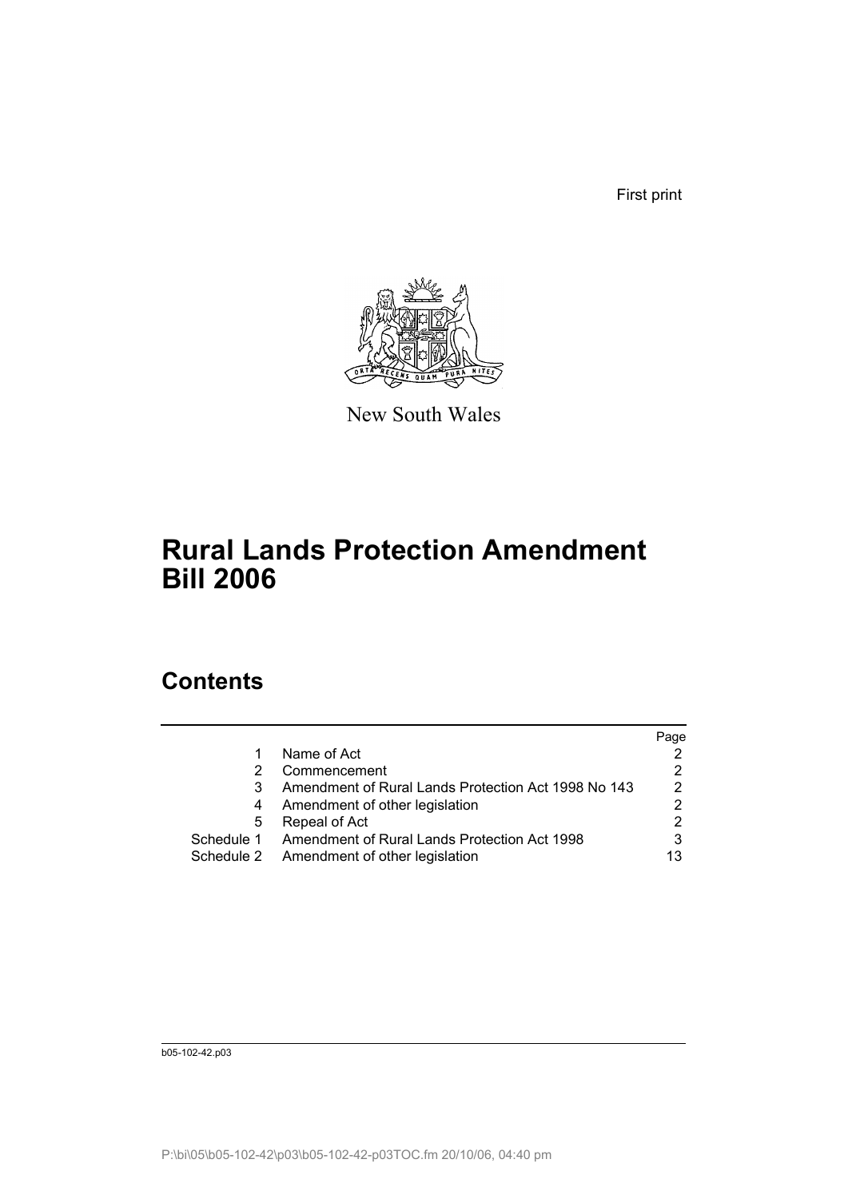First print

New South Wales

# Rural Lands Protection Amendment Bill 2006

## Contents

| | | Page |
|---|---|---|
| 1 | Name of Act | 2 |
| 2 | Commencement | 2 |
| 3 | Amendment of Rural Lands Protection Act 1998 No 143 | 2 |
| 4 | Amendment of other legislation | 2 |
| 5 | Repeal of Act | 2 |
| Schedule 1 | Amendment of Rural Lands Protection Act 1998 | 3 |
| Schedule 2 | Amendment of other legislation | 13 |

b05-102-42.p03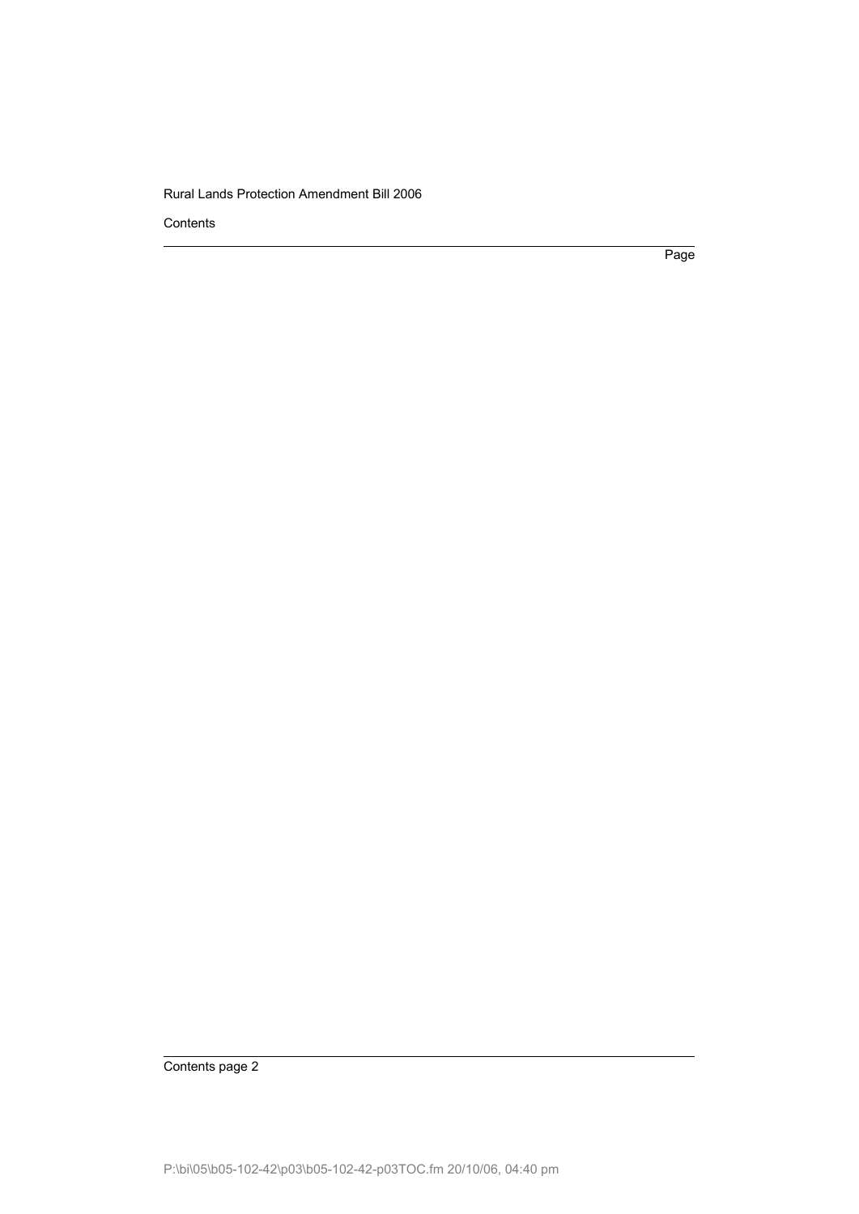Contents

Page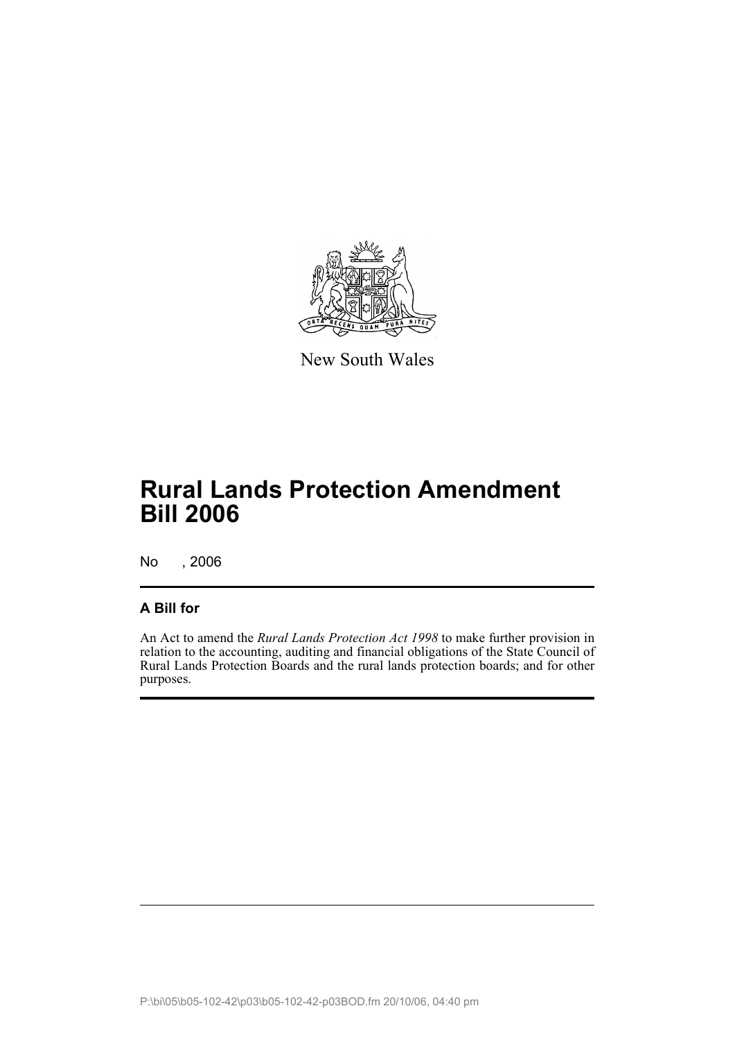New South Wales

# Rural Lands Protection Amendment Bill 2006

No , 2006

## A Bill for

An Act to amend the *Rural Lands Protection Act 1998* to make further provision in relation to the accounting, auditing and financial obligations of the State Council of Rural Lands Protection Boards and the rural lands protection boards; and for other purposes.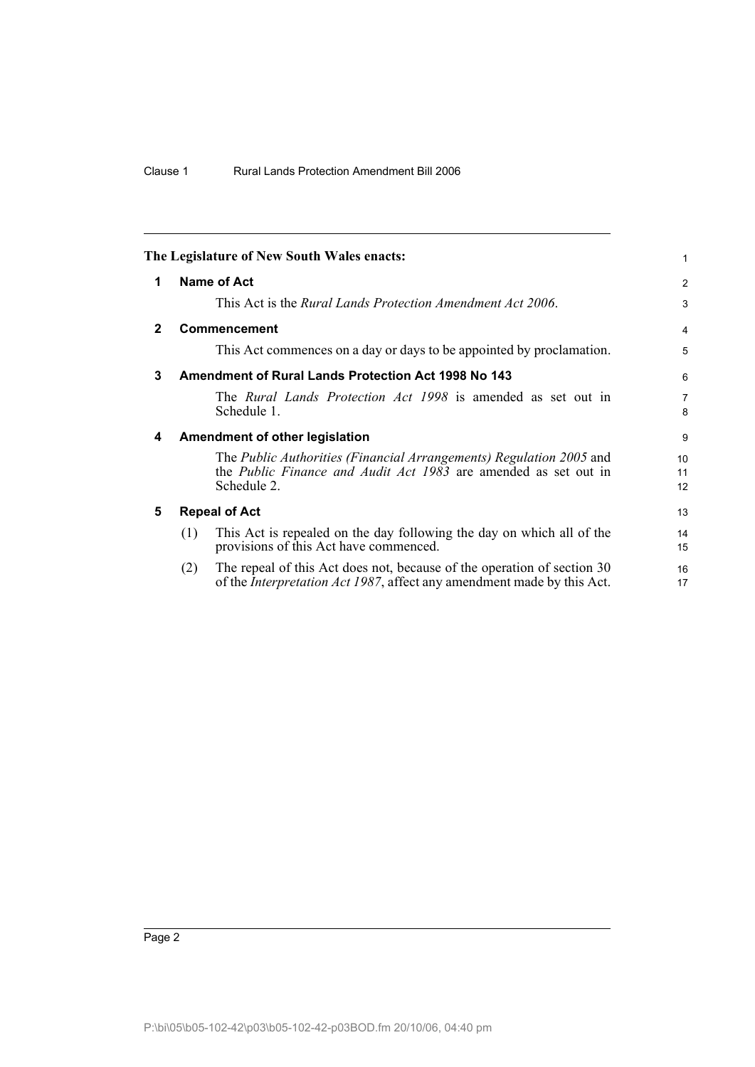**The Legislature of New South Wales enacts:**

## 1 Name of Act

This Act is the *Rural Lands Protection Amendment Act 2006*.

## 2 Commencement

This Act commences on a day or days to be appointed by proclamation.

## 3 Amendment of Rural Lands Protection Act 1998 No 143

The *Rural Lands Protection Act 1998* is amended as set out in Schedule 1.

## 4 Amendment of other legislation

The *Public Authorities (Financial Arrangements) Regulation 2005* and the *Public Finance and Audit Act 1983* are amended as set out in Schedule 2.

## 5 Repeal of Act

(1) This Act is repealed on the day following the day on which all of the provisions of this Act have commenced.

(2) The repeal of this Act does not, because of the operation of section 30 of the *Interpretation Act 1987*, affect any amendment made by this Act.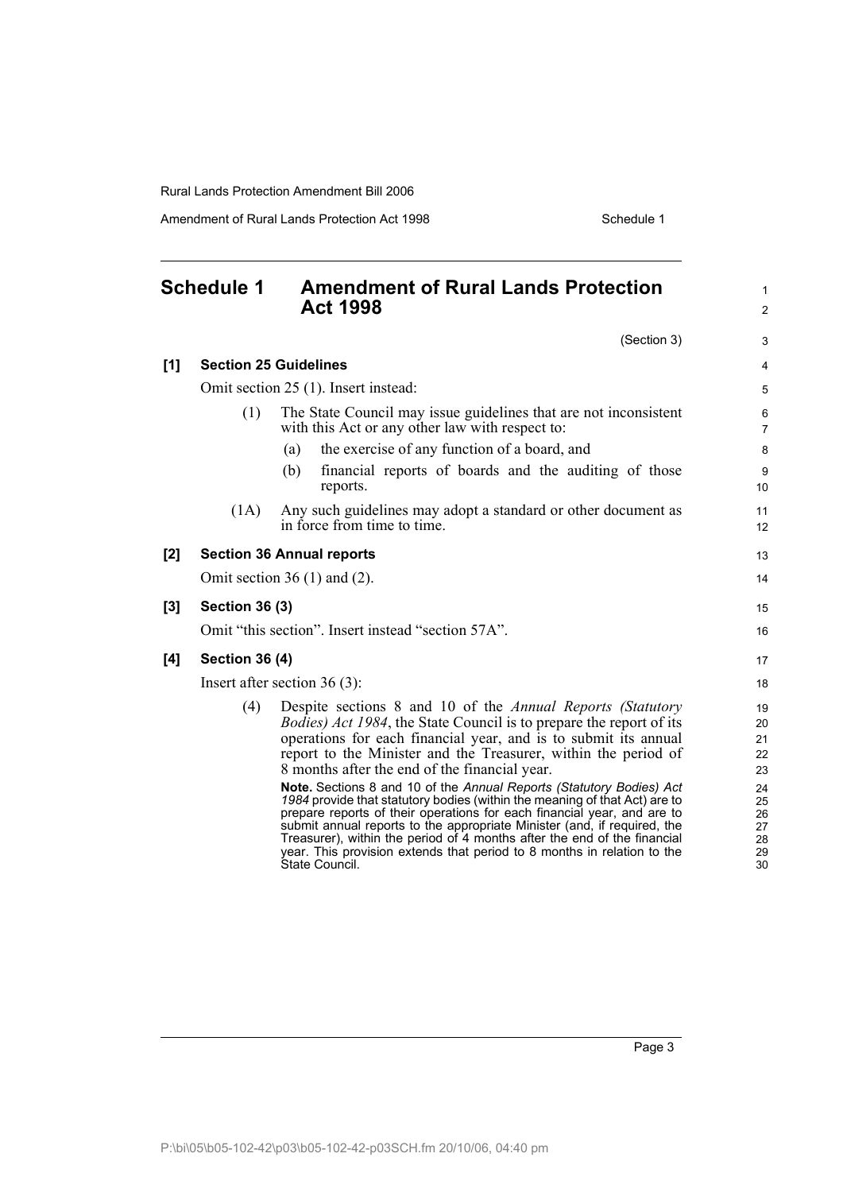## Schedule 1 Amendment of Rural Lands Protection Act 1998

(Section 3)

**[1] Section 25 Guidelines**

Omit section 25 (1). Insert instead:

(1) The State Council may issue guidelines that are not inconsistent with this Act or any other law with respect to:

(a) the exercise of any function of a board, and

(b) financial reports of boards and the auditing of those reports.

(1A) Any such guidelines may adopt a standard or other document as in force from time to time.

**[2] Section 36 Annual reports**

Omit section 36 (1) and (2).

**[3] Section 36 (3)**

Omit "this section". Insert instead "section 57A".

**[4] Section 36 (4)**

Insert after section 36 (3):

(4) Despite sections 8 and 10 of the *Annual Reports (Statutory Bodies) Act 1984*, the State Council is to prepare the report of its operations for each financial year, and is to submit its annual report to the Minister and the Treasurer, within the period of 8 months after the end of the financial year.

**Note.** Sections 8 and 10 of the *Annual Reports (Statutory Bodies) Act 1984* provide that statutory bodies (within the meaning of that Act) are to prepare reports of their operations for each financial year, and are to submit annual reports to the appropriate Minister (and, if required, the Treasurer), within the period of 4 months after the end of the financial year. This provision extends that period to 8 months in relation to the State Council.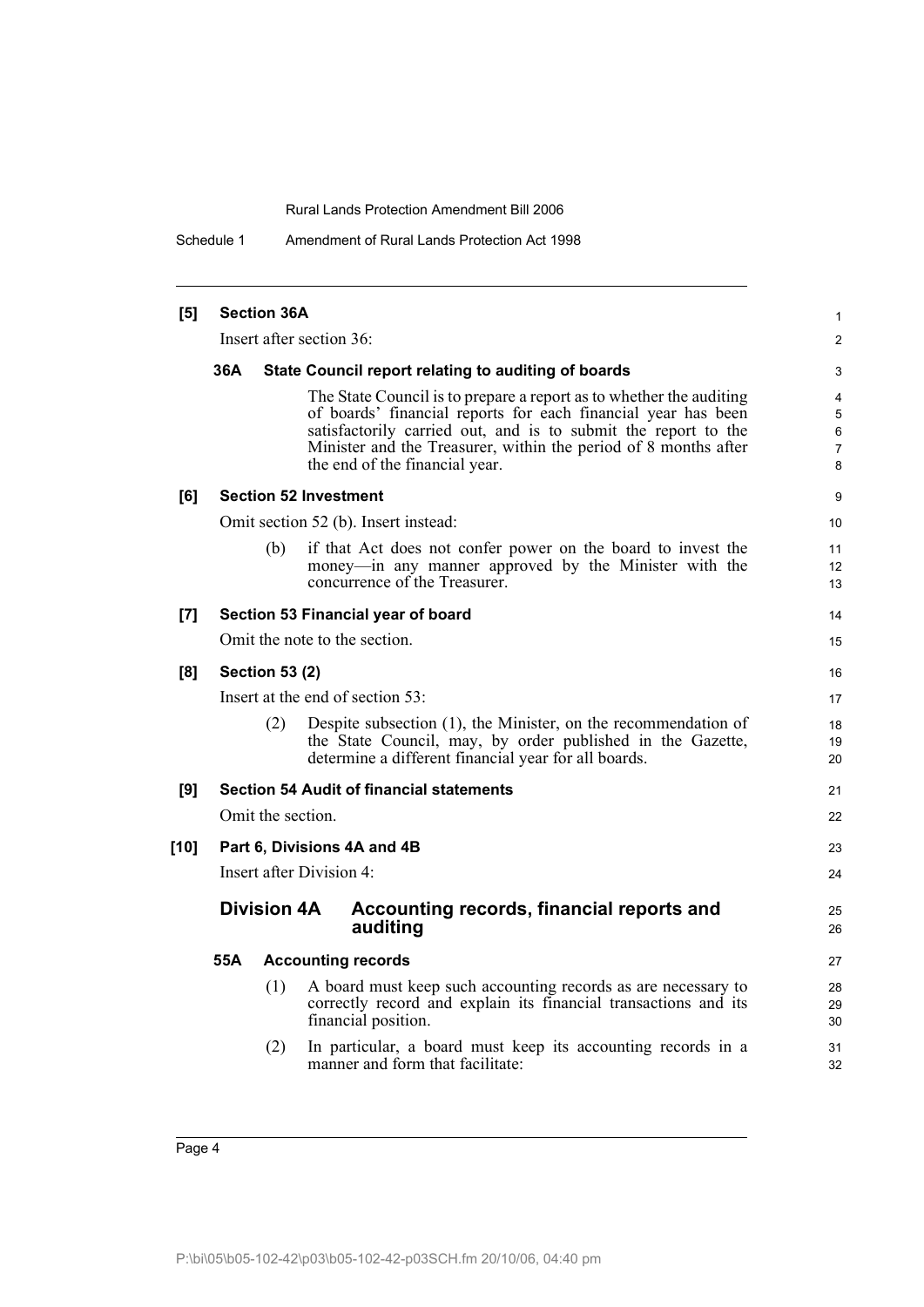**[5] Section 36A**

Insert after section 36:

**36A State Council report relating to auditing of boards**

The State Council is to prepare a report as to whether the auditing of boards' financial reports for each financial year has been satisfactorily carried out, and is to submit the report to the Minister and the Treasurer, within the period of 8 months after the end of the financial year.

**[6] Section 52 Investment**

Omit section 52 (b). Insert instead:

(b) if that Act does not confer power on the board to invest the money—in any manner approved by the Minister with the concurrence of the Treasurer.

**[7] Section 53 Financial year of board**

Omit the note to the section.

**[8] Section 53 (2)**

Insert at the end of section 53:

(2) Despite subsection (1), the Minister, on the recommendation of the State Council, may, by order published in the Gazette, determine a different financial year for all boards.

**[9] Section 54 Audit of financial statements**

Omit the section.

**[10] Part 6, Divisions 4A and 4B**

Insert after Division 4:

## Division 4A Accounting records, financial reports and auditing

**55A Accounting records**

(1) A board must keep such accounting records as are necessary to correctly record and explain its financial transactions and its financial position.

(2) In particular, a board must keep its accounting records in a manner and form that facilitate: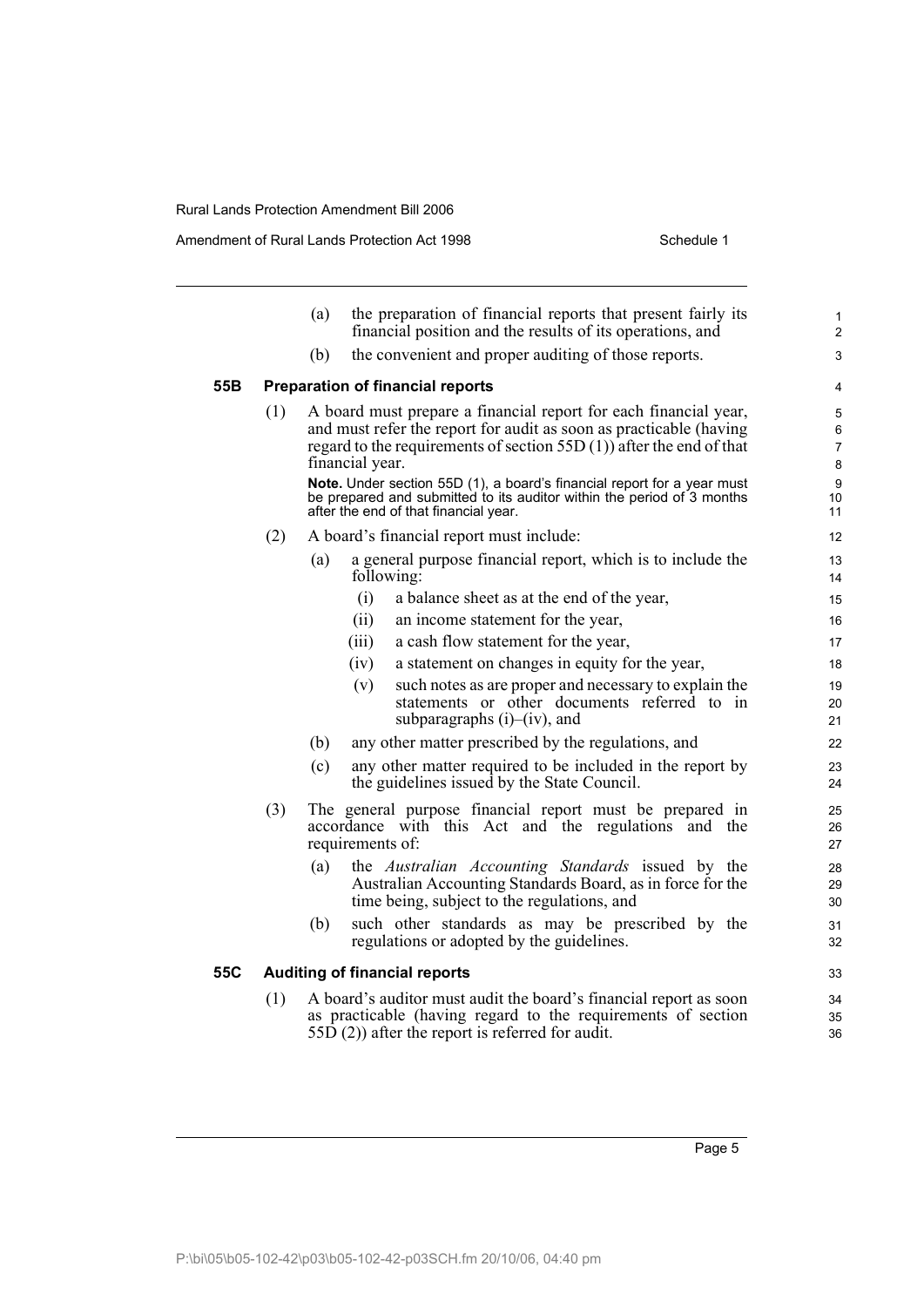(a) the preparation of financial reports that present fairly its financial position and the results of its operations, and

(b) the convenient and proper auditing of those reports.

**55B Preparation of financial reports**

(1) A board must prepare a financial report for each financial year, and must refer the report for audit as soon as practicable (having regard to the requirements of section 55D (1)) after the end of that financial year.

**Note.** Under section 55D (1), a board's financial report for a year must be prepared and submitted to its auditor within the period of 3 months after the end of that financial year.

(2) A board's financial report must include:

(a) a general purpose financial report, which is to include the following:

(i) a balance sheet as at the end of the year,

(ii) an income statement for the year,

(iii) a cash flow statement for the year,

(iv) a statement on changes in equity for the year,

(v) such notes as are proper and necessary to explain the statements or other documents referred to in subparagraphs (i)–(iv), and

(b) any other matter prescribed by the regulations, and

(c) any other matter required to be included in the report by the guidelines issued by the State Council.

(3) The general purpose financial report must be prepared in accordance with this Act and the regulations and the requirements of:

(a) the *Australian Accounting Standards* issued by the Australian Accounting Standards Board, as in force for the time being, subject to the regulations, and

(b) such other standards as may be prescribed by the regulations or adopted by the guidelines.

**55C Auditing of financial reports**

(1) A board's auditor must audit the board's financial report as soon as practicable (having regard to the requirements of section 55D (2)) after the report is referred for audit.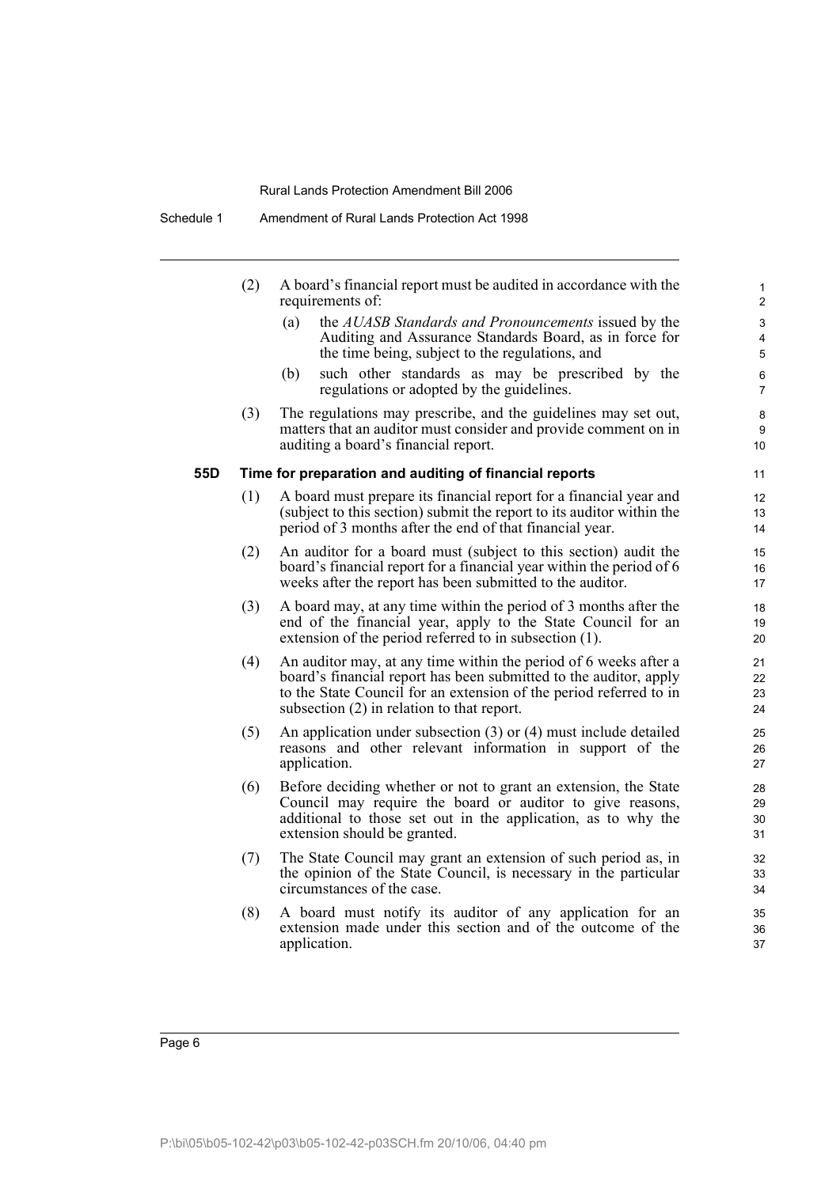(2) A board's financial report must be audited in accordance with the requirements of:

(a) the *AUASB Standards and Pronouncements* issued by the Auditing and Assurance Standards Board, as in force for the time being, subject to the regulations, and

(b) such other standards as may be prescribed by the regulations or adopted by the guidelines.

(3) The regulations may prescribe, and the guidelines may set out, matters that an auditor must consider and provide comment on in auditing a board's financial report.

### 55D Time for preparation and auditing of financial reports

(1) A board must prepare its financial report for a financial year and (subject to this section) submit the report to its auditor within the period of 3 months after the end of that financial year.

(2) An auditor for a board must (subject to this section) audit the board's financial report for a financial year within the period of 6 weeks after the report has been submitted to the auditor.

(3) A board may, at any time within the period of 3 months after the end of the financial year, apply to the State Council for an extension of the period referred to in subsection (1).

(4) An auditor may, at any time within the period of 6 weeks after a board's financial report has been submitted to the auditor, apply to the State Council for an extension of the period referred to in subsection (2) in relation to that report.

(5) An application under subsection (3) or (4) must include detailed reasons and other relevant information in support of the application.

(6) Before deciding whether or not to grant an extension, the State Council may require the board or auditor to give reasons, additional to those set out in the application, as to why the extension should be granted.

(7) The State Council may grant an extension of such period as, in the opinion of the State Council, is necessary in the particular circumstances of the case.

(8) A board must notify its auditor of any application for an extension made under this section and of the outcome of the application.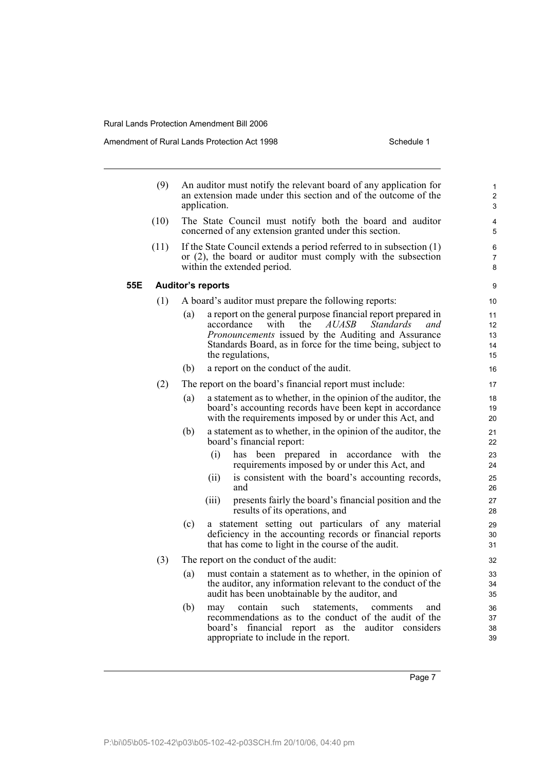(9) An auditor must notify the relevant board of any application for an extension made under this section and of the outcome of the application.

(10) The State Council must notify both the board and auditor concerned of any extension granted under this section.

(11) If the State Council extends a period referred to in subsection (1) or (2), the board or auditor must comply with the subsection within the extended period.

### 55E Auditor's reports

(1) A board's auditor must prepare the following reports:

- (a) a report on the general purpose financial report prepared in accordance with the *AUASB Standards and Pronouncements* issued by the Auditing and Assurance Standards Board, as in force for the time being, subject to the regulations,
- (b) a report on the conduct of the audit.

(2) The report on the board's financial report must include:

- (a) a statement as to whether, in the opinion of the auditor, the board's accounting records have been kept in accordance with the requirements imposed by or under this Act, and
- (b) a statement as to whether, in the opinion of the auditor, the board's financial report:
  - (i) has been prepared in accordance with the requirements imposed by or under this Act, and
  - (ii) is consistent with the board's accounting records, and
  - (iii) presents fairly the board's financial position and the results of its operations, and
- (c) a statement setting out particulars of any material deficiency in the accounting records or financial reports that has come to light in the course of the audit.

(3) The report on the conduct of the audit:

- (a) must contain a statement as to whether, in the opinion of the auditor, any information relevant to the conduct of the audit has been unobtainable by the auditor, and
- (b) may contain such statements, comments and recommendations as to the conduct of the audit of the board's financial report as the auditor considers appropriate to include in the report.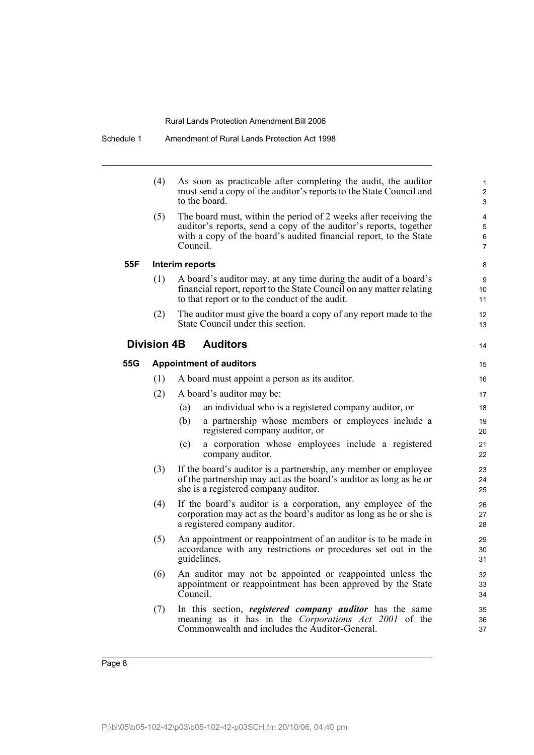(4) As soon as practicable after completing the audit, the auditor must send a copy of the auditor's reports to the State Council and to the board.

(5) The board must, within the period of 2 weeks after receiving the auditor's reports, send a copy of the auditor's reports, together with a copy of the board's audited financial report, to the State Council.

**55F Interim reports**

(1) A board's auditor may, at any time during the audit of a board's financial report, report to the State Council on any matter relating to that report or to the conduct of the audit.

(2) The auditor must give the board a copy of any report made to the State Council under this section.

## Division 4B Auditors

**55G Appointment of auditors**

(1) A board must appoint a person as its auditor.

(2) A board's auditor may be:

(a) an individual who is a registered company auditor, or

(b) a partnership whose members or employees include a registered company auditor, or

(c) a corporation whose employees include a registered company auditor.

(3) If the board's auditor is a partnership, any member or employee of the partnership may act as the board's auditor as long as he or she is a registered company auditor.

(4) If the board's auditor is a corporation, any employee of the corporation may act as the board's auditor as long as he or she is a registered company auditor.

(5) An appointment or reappointment of an auditor is to be made in accordance with any restrictions or procedures set out in the guidelines.

(6) An auditor may not be appointed or reappointed unless the appointment or reappointment has been approved by the State Council.

(7) In this section, ***registered company auditor*** has the same meaning as it has in the *Corporations Act 2001* of the Commonwealth and includes the Auditor-General.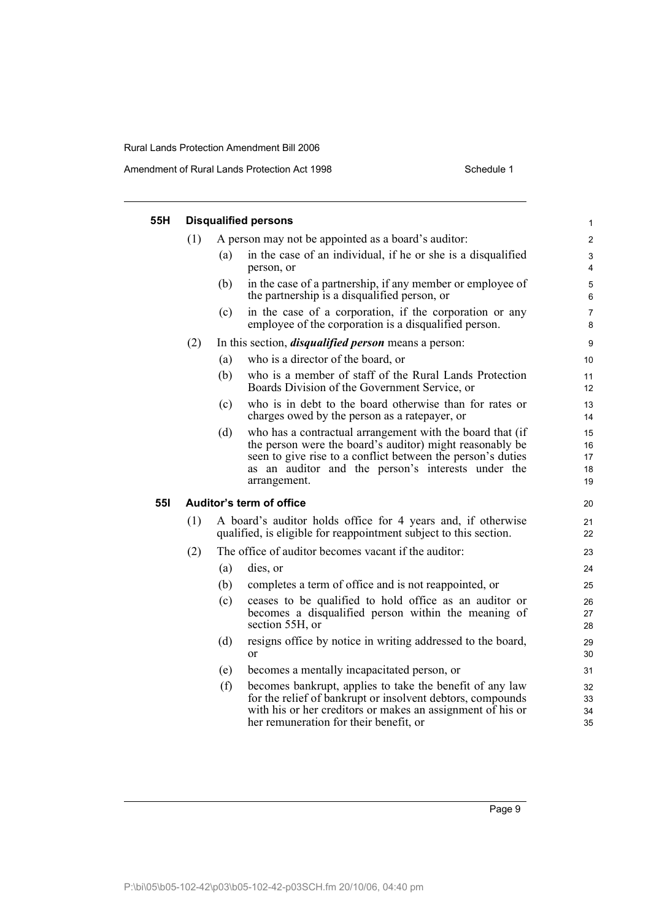### 55H Disqualified persons

(1) A person may not be appointed as a board's auditor:

- (a) in the case of an individual, if he or she is a disqualified person, or
- (b) in the case of a partnership, if any member or employee of the partnership is a disqualified person, or
- (c) in the case of a corporation, if the corporation or any employee of the corporation is a disqualified person.

(2) In this section, ***disqualified person*** means a person:

- (a) who is a director of the board, or
- (b) who is a member of staff of the Rural Lands Protection Boards Division of the Government Service, or
- (c) who is in debt to the board otherwise than for rates or charges owed by the person as a ratepayer, or
- (d) who has a contractual arrangement with the board that (if the person were the board's auditor) might reasonably be seen to give rise to a conflict between the person's duties as an auditor and the person's interests under the arrangement.

### 55I Auditor's term of office

(1) A board's auditor holds office for 4 years and, if otherwise qualified, is eligible for reappointment subject to this section.

(2) The office of auditor becomes vacant if the auditor:

- (a) dies, or
- (b) completes a term of office and is not reappointed, or
- (c) ceases to be qualified to hold office as an auditor or becomes a disqualified person within the meaning of section 55H, or
- (d) resigns office by notice in writing addressed to the board, or
- (e) becomes a mentally incapacitated person, or
- (f) becomes bankrupt, applies to take the benefit of any law for the relief of bankrupt or insolvent debtors, compounds with his or her creditors or makes an assignment of his or her remuneration for their benefit, or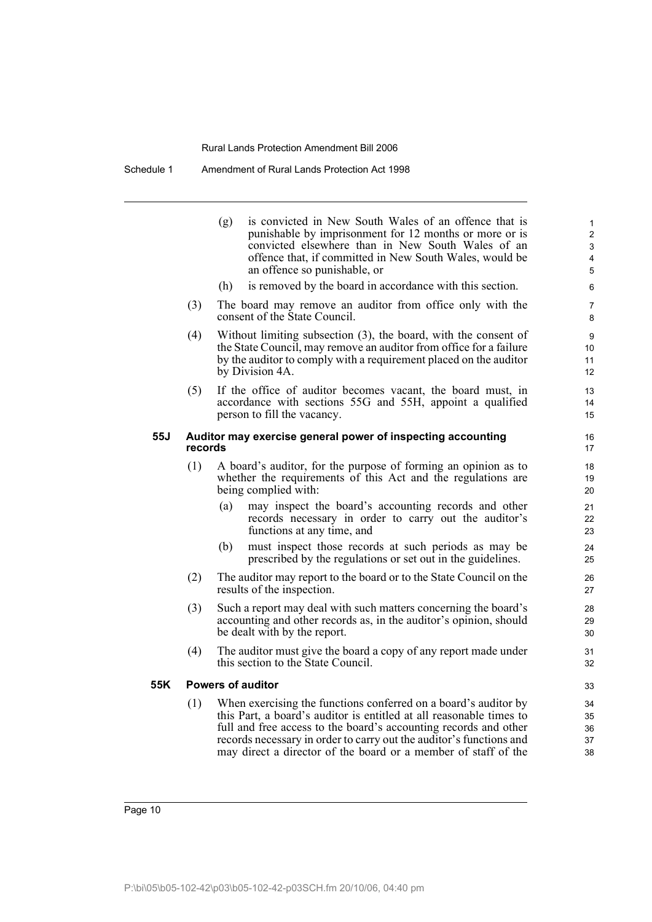(g) is convicted in New South Wales of an offence that is punishable by imprisonment for 12 months or more or is convicted elsewhere than in New South Wales of an offence that, if committed in New South Wales, would be an offence so punishable, or

(h) is removed by the board in accordance with this section.

(3) The board may remove an auditor from office only with the consent of the State Council.

(4) Without limiting subsection (3), the board, with the consent of the State Council, may remove an auditor from office for a failure by the auditor to comply with a requirement placed on the auditor by Division 4A.

(5) If the office of auditor becomes vacant, the board must, in accordance with sections 55G and 55H, appoint a qualified person to fill the vacancy.

### 55J Auditor may exercise general power of inspecting accounting records

(1) A board's auditor, for the purpose of forming an opinion as to whether the requirements of this Act and the regulations are being complied with:

(a) may inspect the board's accounting records and other records necessary in order to carry out the auditor's functions at any time, and

(b) must inspect those records at such periods as may be prescribed by the regulations or set out in the guidelines.

(2) The auditor may report to the board or to the State Council on the results of the inspection.

(3) Such a report may deal with such matters concerning the board's accounting and other records as, in the auditor's opinion, should be dealt with by the report.

(4) The auditor must give the board a copy of any report made under this section to the State Council.

### 55K Powers of auditor

(1) When exercising the functions conferred on a board's auditor by this Part, a board's auditor is entitled at all reasonable times to full and free access to the board's accounting records and other records necessary in order to carry out the auditor's functions and may direct a director of the board or a member of staff of the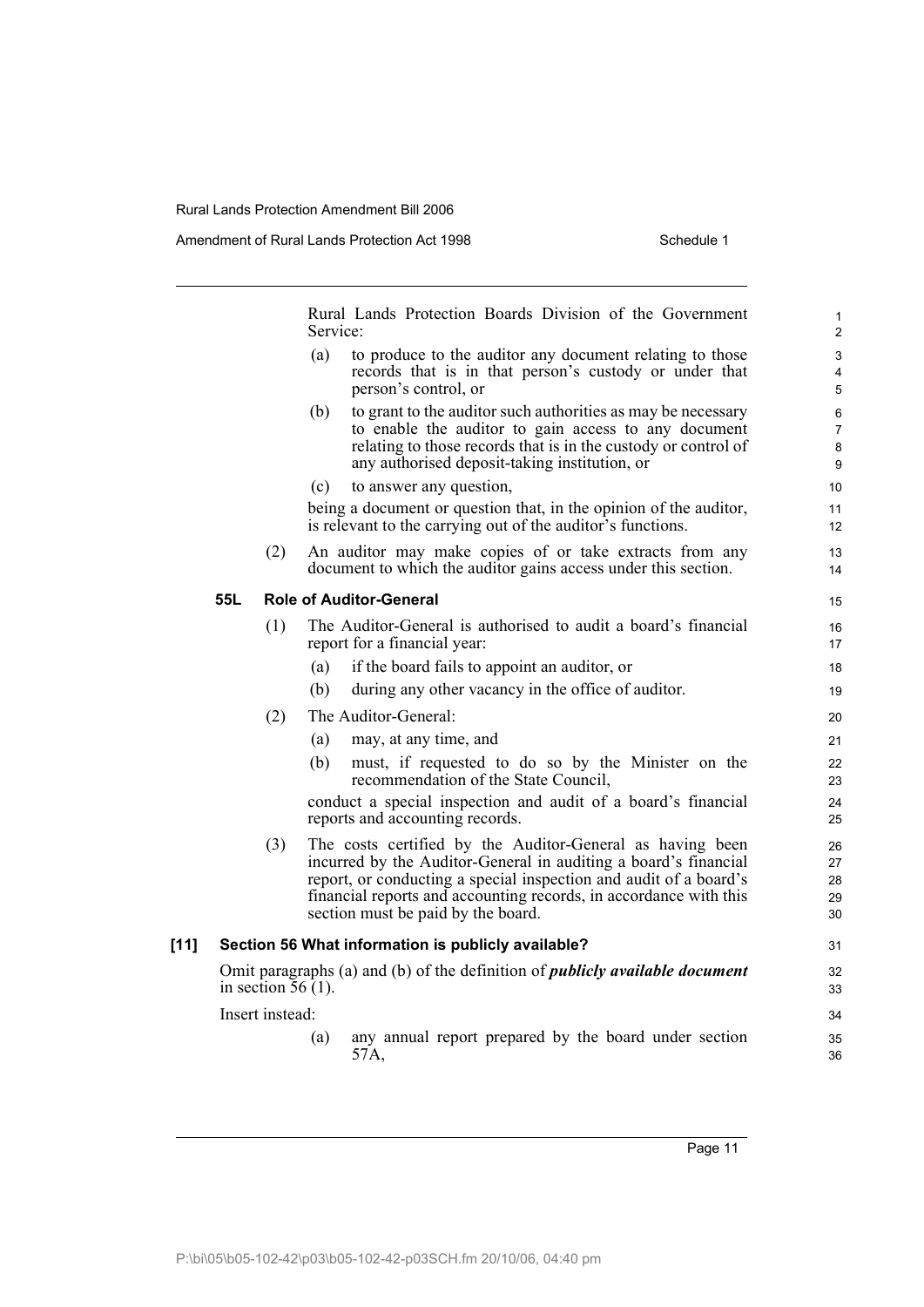Rural Lands Protection Boards Division of the Government Service:

(a) to produce to the auditor any document relating to those records that is in that person's custody or under that person's control, or

(b) to grant to the auditor such authorities as may be necessary to enable the auditor to gain access to any document relating to those records that is in the custody or control of any authorised deposit-taking institution, or

(c) to answer any question,

being a document or question that, in the opinion of the auditor, is relevant to the carrying out of the auditor's functions.

(2) An auditor may make copies of or take extracts from any document to which the auditor gains access under this section.

**55L Role of Auditor-General**

(1) The Auditor-General is authorised to audit a board's financial report for a financial year:

(a) if the board fails to appoint an auditor, or

(b) during any other vacancy in the office of auditor.

(2) The Auditor-General:

(a) may, at any time, and

(b) must, if requested to do so by the Minister on the recommendation of the State Council,

conduct a special inspection and audit of a board's financial reports and accounting records.

(3) The costs certified by the Auditor-General as having been incurred by the Auditor-General in auditing a board's financial report, or conducting a special inspection and audit of a board's financial reports and accounting records, in accordance with this section must be paid by the board.

**[11] Section 56 What information is publicly available?**

Omit paragraphs (a) and (b) of the definition of ***publicly available document*** in section 56 (1).

Insert instead:

(a) any annual report prepared by the board under section 57A,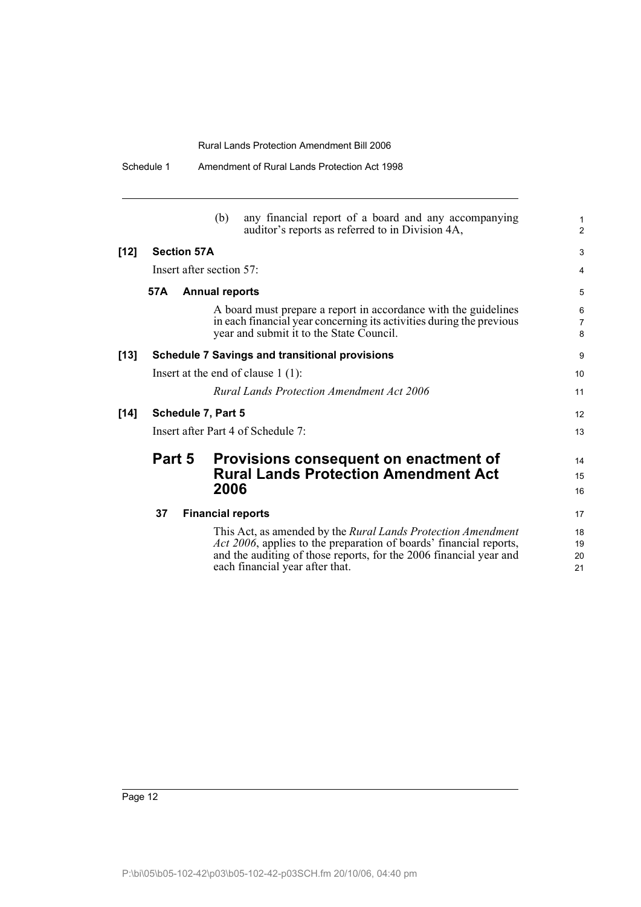(b) any financial report of a board and any accompanying auditor's reports as referred to in Division 4A,

**[12] Section 57A**

Insert after section 57:

**57A Annual reports**

A board must prepare a report in accordance with the guidelines in each financial year concerning its activities during the previous year and submit it to the State Council.

**[13] Schedule 7 Savings and transitional provisions**

Insert at the end of clause 1 (1):

*Rural Lands Protection Amendment Act 2006*

**[14] Schedule 7, Part 5**

Insert after Part 4 of Schedule 7:

## Part 5 Provisions consequent on enactment of Rural Lands Protection Amendment Act 2006

**37 Financial reports**

This Act, as amended by the *Rural Lands Protection Amendment Act 2006*, applies to the preparation of boards' financial reports, and the auditing of those reports, for the 2006 financial year and each financial year after that.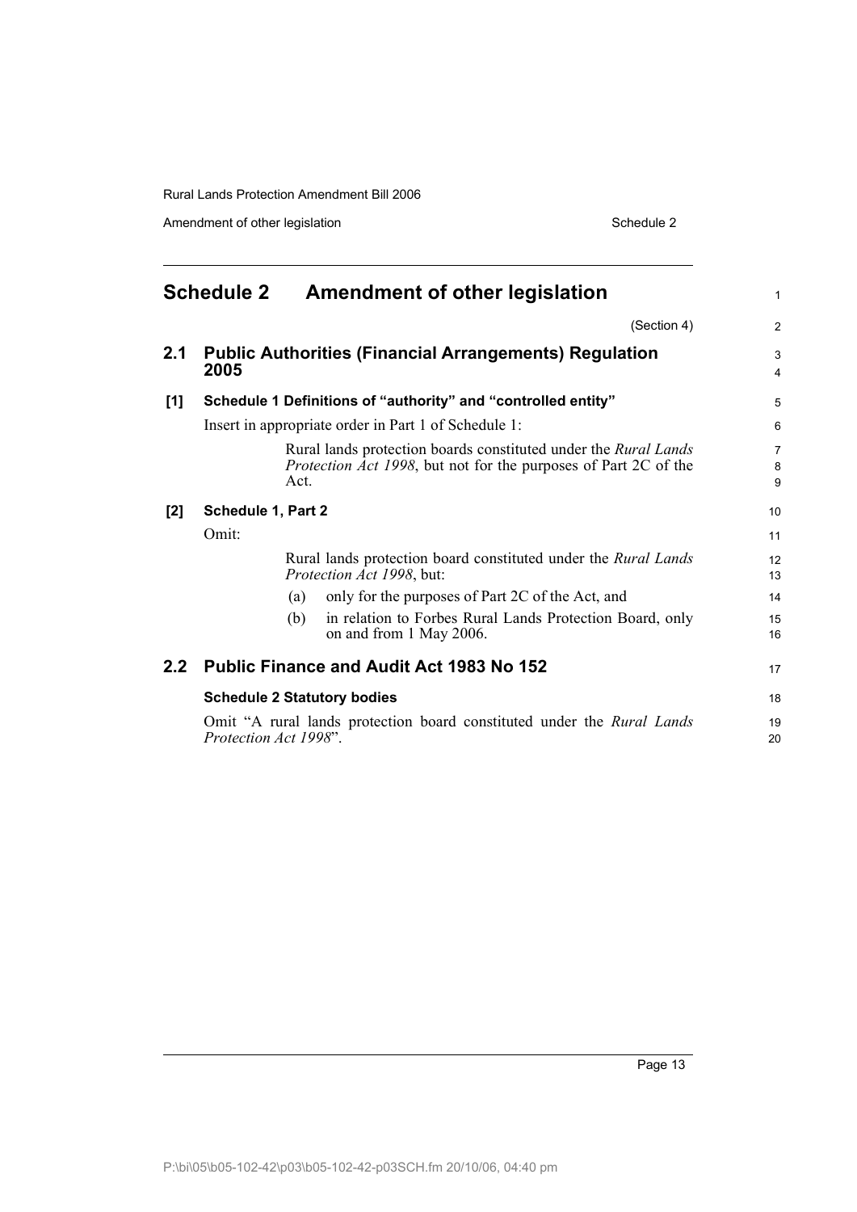## Schedule 2 Amendment of other legislation

(Section 4)

### 2.1 Public Authorities (Financial Arrangements) Regulation 2005

**[1] Schedule 1 Definitions of "authority" and "controlled entity"**

Insert in appropriate order in Part 1 of Schedule 1:

> Rural lands protection boards constituted under the *Rural Lands Protection Act 1998*, but not for the purposes of Part 2C of the Act.

**[2] Schedule 1, Part 2**

Omit:

> Rural lands protection board constituted under the *Rural Lands Protection Act 1998*, but:
>
> (a) only for the purposes of Part 2C of the Act, and
>
> (b) in relation to Forbes Rural Lands Protection Board, only on and from 1 May 2006.

### 2.2 Public Finance and Audit Act 1983 No 152

**Schedule 2 Statutory bodies**

Omit "A rural lands protection board constituted under the *Rural Lands Protection Act 1998*".